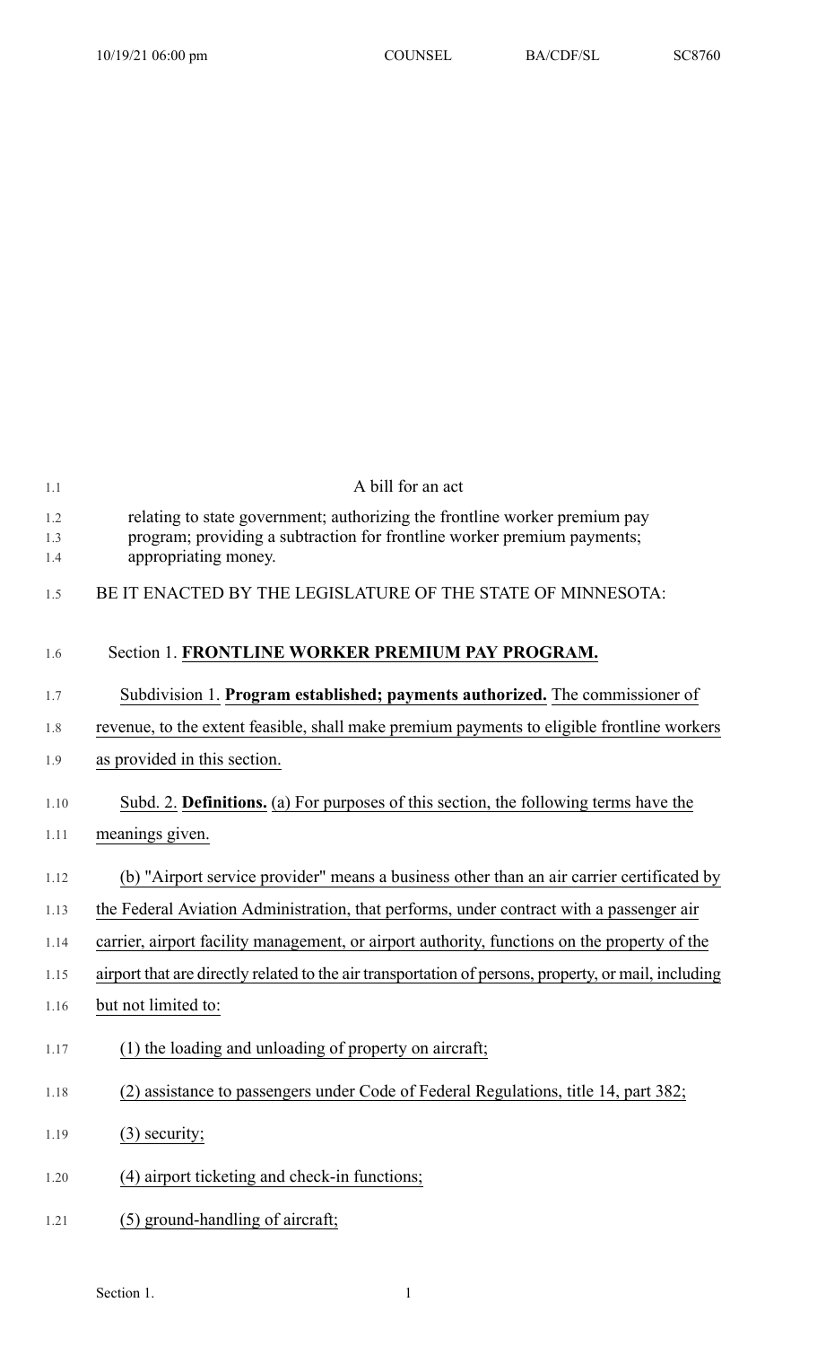A bill for an act

relating to state government; authorizing the frontline worker premium pay program; providing a subtraction for frontline worker premium payments; appropriating money.

BE IT ENACTED BY THE LEGISLATURE OF THE STATE OF MINNESOTA:

Section 1. **FRONTLINE WORKER PREMIUM PAY PROGRAM.**

Subdivision 1. **Program established; payments authorized.** The commissioner of revenue, to the extent feasible, shall make premium payments to eligible frontline workers as provided in this section.

Subd. 2. **Definitions.** (a) For purposes of this section, the following terms have the meanings given.

(b) "Airport service provider" means a business other than an air carrier certificated by the Federal Aviation Administration, that performs, under contract with a passenger air carrier, airport facility management, or airport authority, functions on the property of the airport that are directly related to the air transportation of persons, property, or mail, including but not limited to:

(1) the loading and unloading of property on aircraft;

(2) assistance to passengers under Code of Federal Regulations, title 14, part 382;

(3) security;

(4) airport ticketing and check-in functions;

(5) ground-handling of aircraft;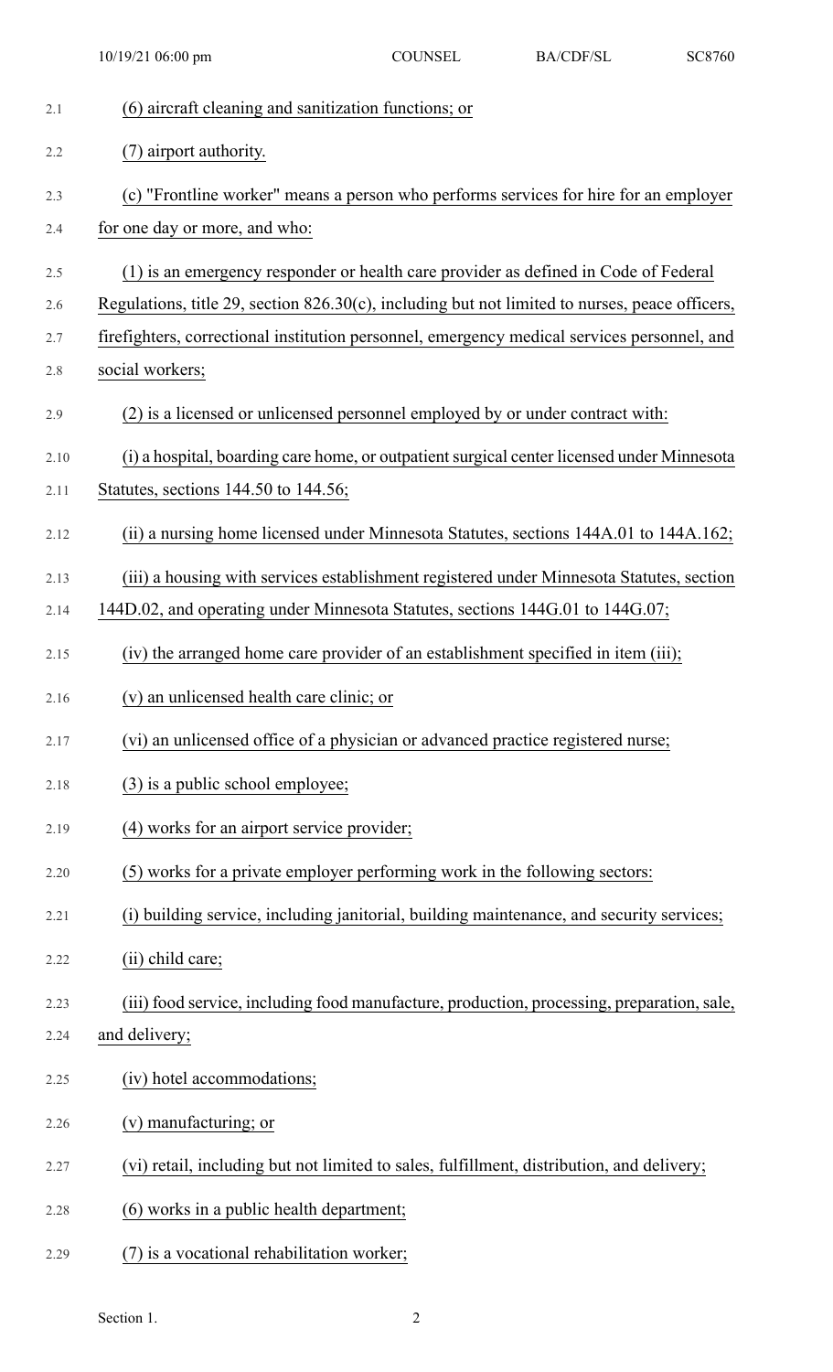(6) aircraft cleaning and sanitization functions; or

(7) airport authority.

(c) "Frontline worker" means a person who performs services for hire for an employer for one day or more, and who:

(1) is an emergency responder or health care provider as defined in Code of Federal Regulations, title 29, section 826.30(c), including but not limited to nurses, peace officers, firefighters, correctional institution personnel, emergency medical services personnel, and social workers;

(2) is a licensed or unlicensed personnel employed by or under contract with:

(i) a hospital, boarding care home, or outpatient surgical center licensed under Minnesota Statutes, sections 144.50 to 144.56;

(ii) a nursing home licensed under Minnesota Statutes, sections 144A.01 to 144A.162;

(iii) a housing with services establishment registered under Minnesota Statutes, section 144D.02, and operating under Minnesota Statutes, sections 144G.01 to 144G.07;

(iv) the arranged home care provider of an establishment specified in item (iii);

(v) an unlicensed health care clinic; or

(vi) an unlicensed office of a physician or advanced practice registered nurse;

(3) is a public school employee;

(4) works for an airport service provider;

(5) works for a private employer performing work in the following sectors:

(i) building service, including janitorial, building maintenance, and security services;

(ii) child care;

(iii) food service, including food manufacture, production, processing, preparation, sale, and delivery;

(iv) hotel accommodations;

(v) manufacturing; or

(vi) retail, including but not limited to sales, fulfillment, distribution, and delivery;

(6) works in a public health department;

(7) is a vocational rehabilitation worker;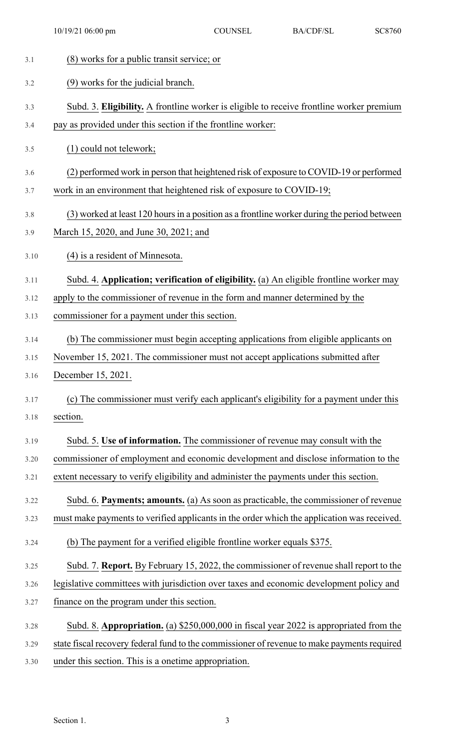(8) works for a public transit service; or

(9) works for the judicial branch.

Subd. 3. **Eligibility.** A frontline worker is eligible to receive frontline worker premium pay as provided under this section if the frontline worker:

(1) could not telework;

(2) performed work in person that heightened risk of exposure to COVID-19 or performed work in an environment that heightened risk of exposure to COVID-19;

(3) worked at least 120 hours in a position as a frontline worker during the period between March 15, 2020, and June 30, 2021; and

(4) is a resident of Minnesota.

Subd. 4. **Application; verification of eligibility.** (a) An eligible frontline worker may apply to the commissioner of revenue in the form and manner determined by the commissioner for a payment under this section.

(b) The commissioner must begin accepting applications from eligible applicants on November 15, 2021. The commissioner must not accept applications submitted after December 15, 2021.

(c) The commissioner must verify each applicant's eligibility for a payment under this section.

Subd. 5. **Use of information.** The commissioner of revenue may consult with the commissioner of employment and economic development and disclose information to the extent necessary to verify eligibility and administer the payments under this section.

Subd. 6. **Payments; amounts.** (a) As soon as practicable, the commissioner of revenue must make payments to verified applicants in the order which the application was received.

(b) The payment for a verified eligible frontline worker equals $375.

Subd. 7. **Report.** By February 15, 2022, the commissioner of revenue shall report to the legislative committees with jurisdiction over taxes and economic development policy and finance on the program under this section.

Subd. 8. **Appropriation.** (a) $250,000,000 in fiscal year 2022 is appropriated from the state fiscal recovery federal fund to the commissioner of revenue to make payments required under this section. This is a onetime appropriation.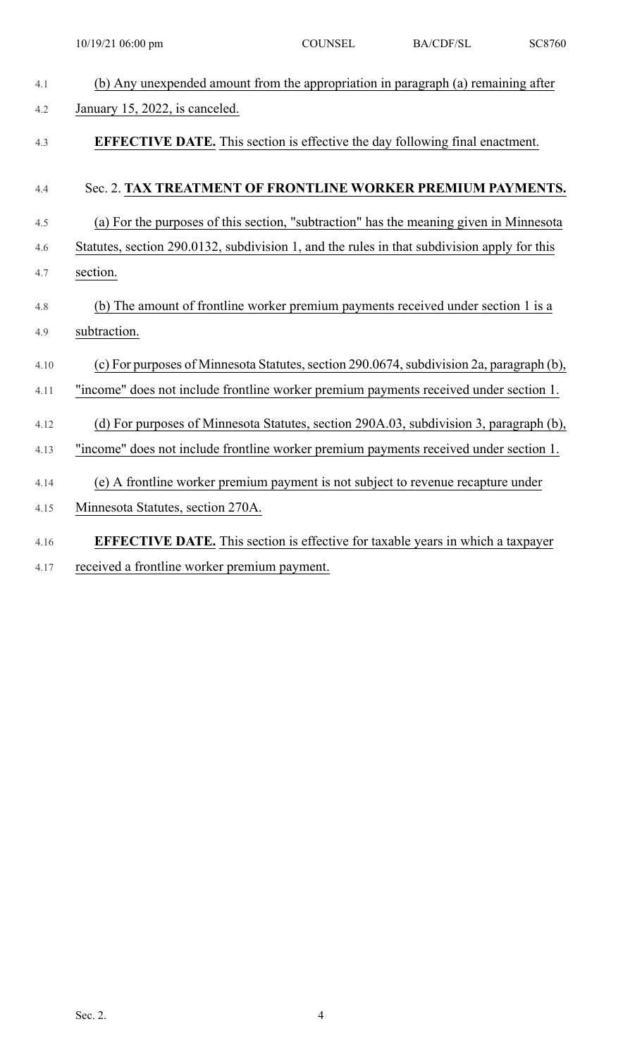(b) Any unexpended amount from the appropriation in paragraph (a) remaining after January 15, 2022, is canceled.

**EFFECTIVE DATE.** This section is effective the day following final enactment.

Sec. 2. **TAX TREATMENT OF FRONTLINE WORKER PREMIUM PAYMENTS.**

(a) For the purposes of this section, "subtraction" has the meaning given in Minnesota Statutes, section 290.0132, subdivision 1, and the rules in that subdivision apply for this section.

(b) The amount of frontline worker premium payments received under section 1 is a subtraction.

(c) For purposes of Minnesota Statutes, section 290.0674, subdivision 2a, paragraph (b), "income" does not include frontline worker premium payments received under section 1.

(d) For purposes of Minnesota Statutes, section 290A.03, subdivision 3, paragraph (b), "income" does not include frontline worker premium payments received under section 1.

(e) A frontline worker premium payment is not subject to revenue recapture under Minnesota Statutes, section 270A.

**EFFECTIVE DATE.** This section is effective for taxable years in which a taxpayer received a frontline worker premium payment.